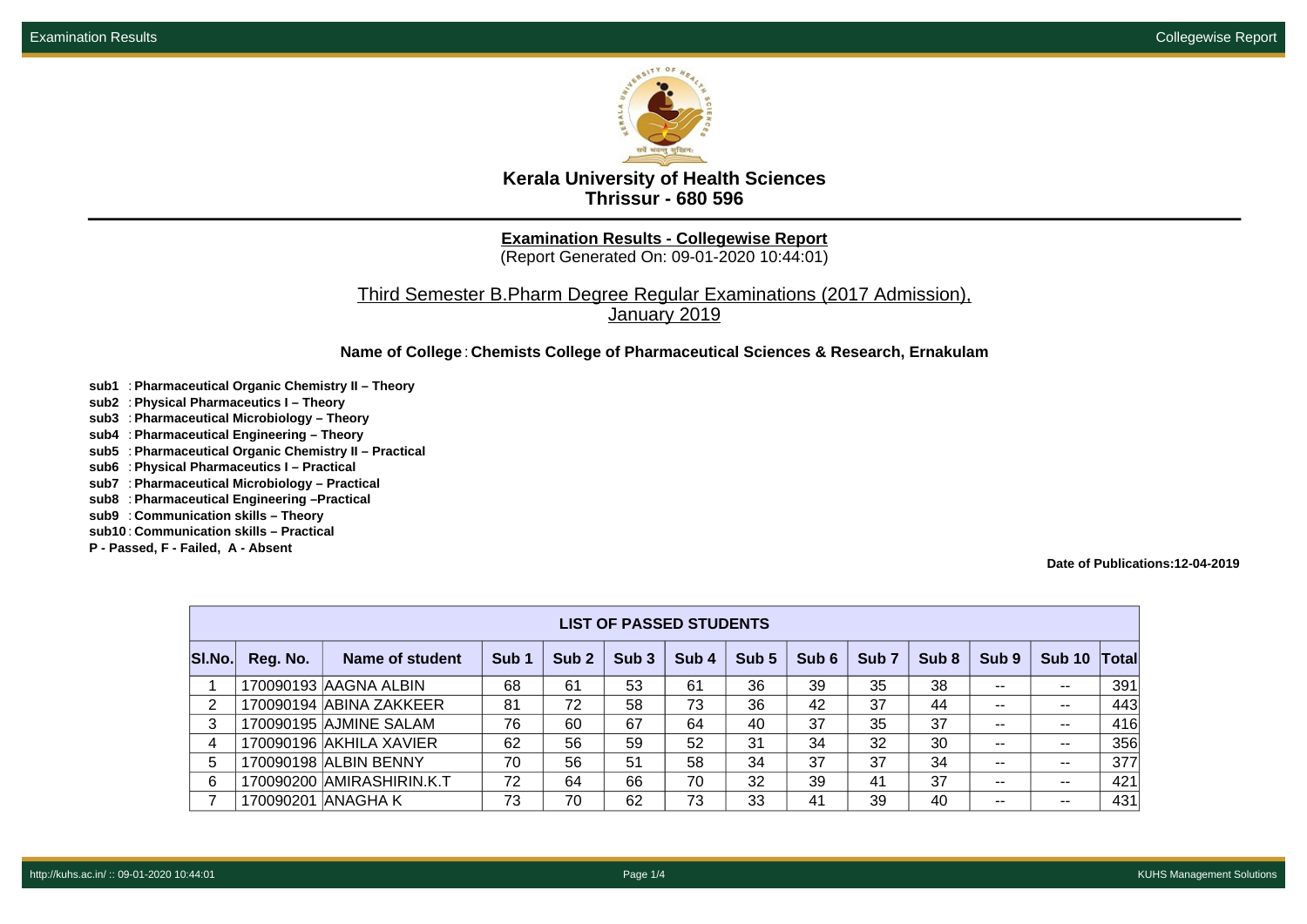# Kerala University of Health Sciences
## Thrissur - 680 596

**Examination Results - Collegewise Report**
(Report Generated On: 09-01-2020 10:44:01)

Third Semester B.Pharm Degree Regular Examinations (2017 Admission), January 2019

**Name of College** : **Chemists College of Pharmaceutical Sciences & Research, Ernakulam**

**sub1** : **Pharmaceutical Organic Chemistry II – Theory**
**sub2** : **Physical Pharmaceutics I – Theory**
**sub3** : **Pharmaceutical Microbiology – Theory**
**sub4** : **Pharmaceutical Engineering – Theory**
**sub5** : **Pharmaceutical Organic Chemistry II – Practical**
**sub6** : **Physical Pharmaceutics I – Practical**
**sub7** : **Pharmaceutical Microbiology – Practical**
**sub8** : **Pharmaceutical Engineering –Practical**
**sub9** : **Communication skills – Theory**
**sub10** : **Communication skills – Practical**
**P - Passed, F - Failed, A - Absent**

**Date of Publications:12-04-2019**

**LIST OF PASSED STUDENTS**

| Sl.No. | Reg. No. | Name of student | Sub 1 | Sub 2 | Sub 3 | Sub 4 | Sub 5 | Sub 6 | Sub 7 | Sub 8 | Sub 9 | Sub 10 | Total |
|---|---|---|---|---|---|---|---|---|---|---|---|---|---|
| 1 | 170090193 | AAGNA ALBIN | 68 | 61 | 53 | 61 | 36 | 39 | 35 | 38 | -- | -- | 391 |
| 2 | 170090194 | ABINA ZAKKEER | 81 | 72 | 58 | 73 | 36 | 42 | 37 | 44 | -- | -- | 443 |
| 3 | 170090195 | AJMINE SALAM | 76 | 60 | 67 | 64 | 40 | 37 | 35 | 37 | -- | -- | 416 |
| 4 | 170090196 | AKHILA XAVIER | 62 | 56 | 59 | 52 | 31 | 34 | 32 | 30 | -- | -- | 356 |
| 5 | 170090198 | ALBIN BENNY | 70 | 56 | 51 | 58 | 34 | 37 | 37 | 34 | -- | -- | 377 |
| 6 | 170090200 | AMIRASHIRIN.K.T | 72 | 64 | 66 | 70 | 32 | 39 | 41 | 37 | -- | -- | 421 |
| 7 | 170090201 | ANAGHA K | 73 | 70 | 62 | 73 | 33 | 41 | 39 | 40 | -- | -- | 431 |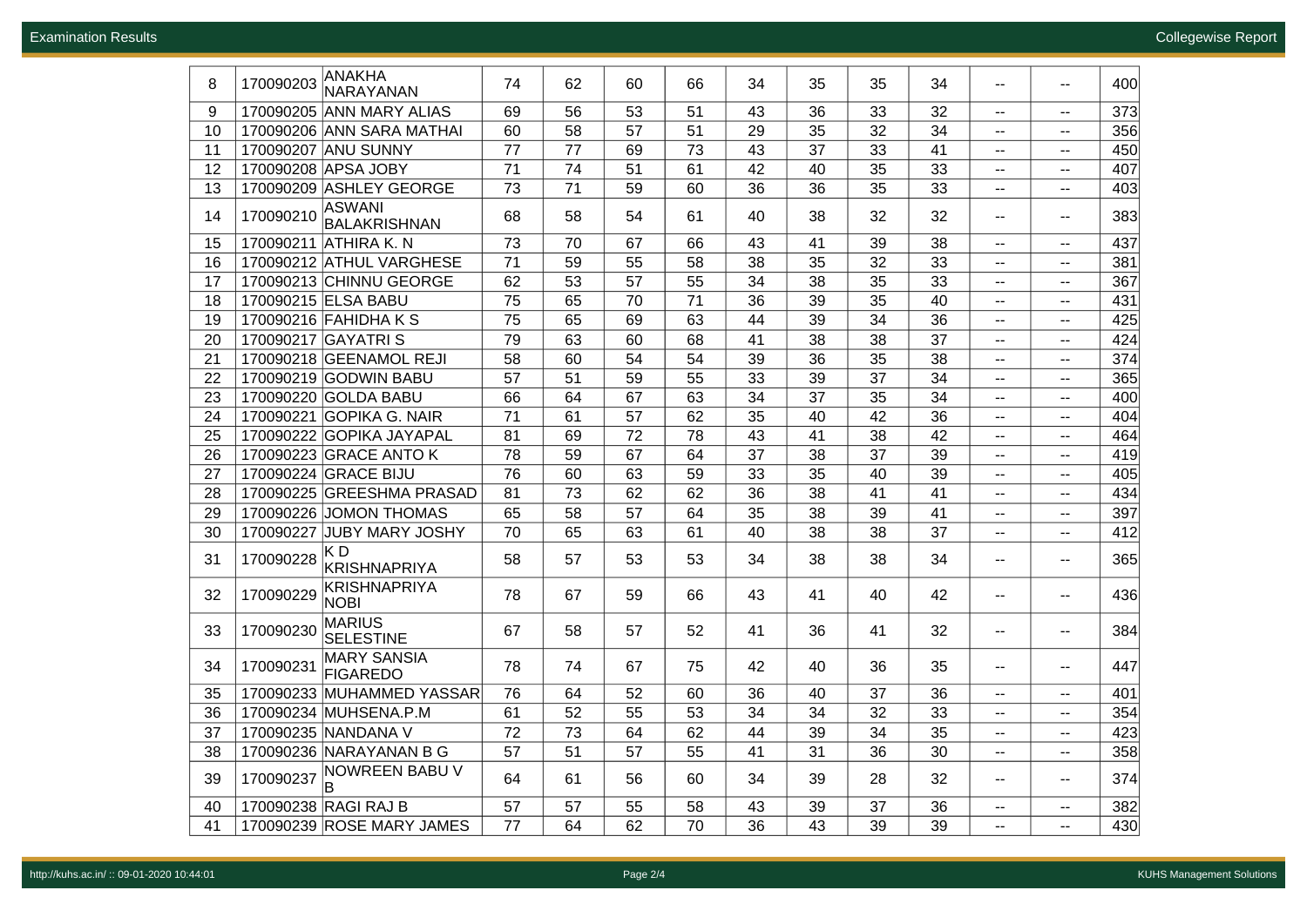| 8 | 170090203 | ANAKHA NARAYANAN | 74 | 62 | 60 | 66 | 34 | 35 | 35 | 34 | -- | -- | 400 |
|---|---|---|---|---|---|---|---|---|---|---|---|---|---|
| 9 | 170090205 | ANN MARY ALIAS | 69 | 56 | 53 | 51 | 43 | 36 | 33 | 32 | -- | -- | 373 |
| 10 | 170090206 | ANN SARA MATHAI | 60 | 58 | 57 | 51 | 29 | 35 | 32 | 34 | -- | -- | 356 |
| 11 | 170090207 | ANU SUNNY | 77 | 77 | 69 | 73 | 43 | 37 | 33 | 41 | -- | -- | 450 |
| 12 | 170090208 | APSA JOBY | 71 | 74 | 51 | 61 | 42 | 40 | 35 | 33 | -- | -- | 407 |
| 13 | 170090209 | ASHLEY GEORGE | 73 | 71 | 59 | 60 | 36 | 36 | 35 | 33 | -- | -- | 403 |
| 14 | 170090210 | ASWANI BALAKRISHNAN | 68 | 58 | 54 | 61 | 40 | 38 | 32 | 32 | -- | -- | 383 |
| 15 | 170090211 | ATHIRA K. N | 73 | 70 | 67 | 66 | 43 | 41 | 39 | 38 | -- | -- | 437 |
| 16 | 170090212 | ATHUL VARGHESE | 71 | 59 | 55 | 58 | 38 | 35 | 32 | 33 | -- | -- | 381 |
| 17 | 170090213 | CHINNU GEORGE | 62 | 53 | 57 | 55 | 34 | 38 | 35 | 33 | -- | -- | 367 |
| 18 | 170090215 | ELSA BABU | 75 | 65 | 70 | 71 | 36 | 39 | 35 | 40 | -- | -- | 431 |
| 19 | 170090216 | FAHIDHA K S | 75 | 65 | 69 | 63 | 44 | 39 | 34 | 36 | -- | -- | 425 |
| 20 | 170090217 | GAYATRI S | 79 | 63 | 60 | 68 | 41 | 38 | 38 | 37 | -- | -- | 424 |
| 21 | 170090218 | GEENAMOL REJI | 58 | 60 | 54 | 54 | 39 | 36 | 35 | 38 | -- | -- | 374 |
| 22 | 170090219 | GODWIN BABU | 57 | 51 | 59 | 55 | 33 | 39 | 37 | 34 | -- | -- | 365 |
| 23 | 170090220 | GOLDA BABU | 66 | 64 | 67 | 63 | 34 | 37 | 35 | 34 | -- | -- | 400 |
| 24 | 170090221 | GOPIKA G. NAIR | 71 | 61 | 57 | 62 | 35 | 40 | 42 | 36 | -- | -- | 404 |
| 25 | 170090222 | GOPIKA JAYAPAL | 81 | 69 | 72 | 78 | 43 | 41 | 38 | 42 | -- | -- | 464 |
| 26 | 170090223 | GRACE ANTO K | 78 | 59 | 67 | 64 | 37 | 38 | 37 | 39 | -- | -- | 419 |
| 27 | 170090224 | GRACE BIJU | 76 | 60 | 63 | 59 | 33 | 35 | 40 | 39 | -- | -- | 405 |
| 28 | 170090225 | GREESHMA PRASAD | 81 | 73 | 62 | 62 | 36 | 38 | 41 | 41 | -- | -- | 434 |
| 29 | 170090226 | JOMON THOMAS | 65 | 58 | 57 | 64 | 35 | 38 | 39 | 41 | -- | -- | 397 |
| 30 | 170090227 | JUBY MARY JOSHY | 70 | 65 | 63 | 61 | 40 | 38 | 38 | 37 | -- | -- | 412 |
| 31 | 170090228 | K D KRISHNAPRIYA | 58 | 57 | 53 | 53 | 34 | 38 | 38 | 34 | -- | -- | 365 |
| 32 | 170090229 | KRISHNAPRIYA NOBI | 78 | 67 | 59 | 66 | 43 | 41 | 40 | 42 | -- | -- | 436 |
| 33 | 170090230 | MARIUS SELESTINE | 67 | 58 | 57 | 52 | 41 | 36 | 41 | 32 | -- | -- | 384 |
| 34 | 170090231 | MARY SANSIA FIGAREDO | 78 | 74 | 67 | 75 | 42 | 40 | 36 | 35 | -- | -- | 447 |
| 35 | 170090233 | MUHAMMED YASSAR | 76 | 64 | 52 | 60 | 36 | 40 | 37 | 36 | -- | -- | 401 |
| 36 | 170090234 | MUHSENA.P.M | 61 | 52 | 55 | 53 | 34 | 34 | 32 | 33 | -- | -- | 354 |
| 37 | 170090235 | NANDANA V | 72 | 73 | 64 | 62 | 44 | 39 | 34 | 35 | -- | -- | 423 |
| 38 | 170090236 | NARAYANAN B G | 57 | 51 | 57 | 55 | 41 | 31 | 36 | 30 | -- | -- | 358 |
| 39 | 170090237 | NOWREEN BABU V B | 64 | 61 | 56 | 60 | 34 | 39 | 28 | 32 | -- | -- | 374 |
| 40 | 170090238 | RAGI RAJ B | 57 | 57 | 55 | 58 | 43 | 39 | 37 | 36 | -- | -- | 382 |
| 41 | 170090239 | ROSE MARY JAMES | 77 | 64 | 62 | 70 | 36 | 43 | 39 | 39 | -- | -- | 430 |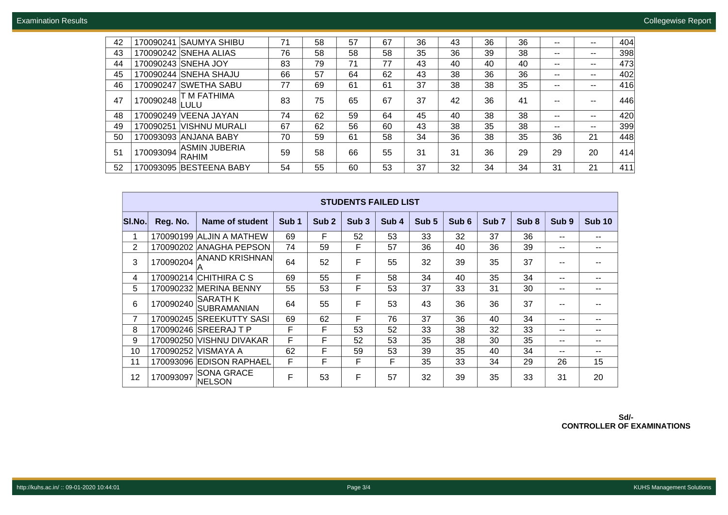| 42 | 170090241 | SAUMYA SHIBU | 71 | 58 | 57 | 67 | 36 | 43 | 36 | 36 | -- | -- | 404 |
|---|---|---|---|---|---|---|---|---|---|---|---|---|---|
| 43 | 170090242 | SNEHA ALIAS | 76 | 58 | 58 | 58 | 35 | 36 | 39 | 38 | -- | -- | 398 |
| 44 | 170090243 | SNEHA JOY | 83 | 79 | 71 | 77 | 43 | 40 | 40 | 40 | -- | -- | 473 |
| 45 | 170090244 | SNEHA SHAJU | 66 | 57 | 64 | 62 | 43 | 38 | 36 | 36 | -- | -- | 402 |
| 46 | 170090247 | SWETHA SABU | 77 | 69 | 61 | 61 | 37 | 38 | 38 | 35 | -- | -- | 416 |
| 47 | 170090248 | T M FATHIMA LULU | 83 | 75 | 65 | 67 | 37 | 42 | 36 | 41 | -- | -- | 446 |
| 48 | 170090249 | VEENA JAYAN | 74 | 62 | 59 | 64 | 45 | 40 | 38 | 38 | -- | -- | 420 |
| 49 | 170090251 | VISHNU MURALI | 67 | 62 | 56 | 60 | 43 | 38 | 35 | 38 | -- | -- | 399 |
| 50 | 170093093 | ANJANA BABY | 70 | 59 | 61 | 58 | 34 | 36 | 38 | 35 | 36 | 21 | 448 |
| 51 | 170093094 | ASMIN JUBERIA RAHIM | 59 | 58 | 66 | 55 | 31 | 31 | 36 | 29 | 29 | 20 | 414 |
| 52 | 170093095 | BESTEENA BABY | 54 | 55 | 60 | 53 | 37 | 32 | 34 | 34 | 31 | 21 | 411 |

**STUDENTS FAILED LIST**

| Sl.No. | Reg. No. | Name of student | Sub 1 | Sub 2 | Sub 3 | Sub 4 | Sub 5 | Sub 6 | Sub 7 | Sub 8 | Sub 9 | Sub 10 |
|---|---|---|---|---|---|---|---|---|---|---|---|---|
| 1 | 170090199 | ALJIN A MATHEW | 69 | F | 52 | 53 | 33 | 32 | 37 | 36 | -- | -- |
| 2 | 170090202 | ANAGHA PEPSON | 74 | 59 | F | 57 | 36 | 40 | 36 | 39 | -- | -- |
| 3 | 170090204 | ANAND KRISHNAN A | 64 | 52 | F | 55 | 32 | 39 | 35 | 37 | -- | -- |
| 4 | 170090214 | CHITHIRA C S | 69 | 55 | F | 58 | 34 | 40 | 35 | 34 | -- | -- |
| 5 | 170090232 | MERINA BENNY | 55 | 53 | F | 53 | 37 | 33 | 31 | 30 | -- | -- |
| 6 | 170090240 | SARATH K SUBRAMANIAN | 64 | 55 | F | 53 | 43 | 36 | 36 | 37 | -- | -- |
| 7 | 170090245 | SREEKUTTY SASI | 69 | 62 | F | 76 | 37 | 36 | 40 | 34 | -- | -- |
| 8 | 170090246 | SREERAJ T P | F | F | 53 | 52 | 33 | 38 | 32 | 33 | -- | -- |
| 9 | 170090250 | VISHNU DIVAKAR | F | F | 52 | 53 | 35 | 38 | 30 | 35 | -- | -- |
| 10 | 170090252 | VISMAYA A | 62 | F | 59 | 53 | 39 | 35 | 40 | 34 | -- | -- |
| 11 | 170093096 | EDISON RAPHAEL | F | F | F | F | 35 | 33 | 34 | 29 | 26 | 15 |
| 12 | 170093097 | SONA GRACE NELSON | F | 53 | F | 57 | 32 | 39 | 35 | 33 | 31 | 20 |

**Sd/-**
**CONTROLLER OF EXAMINATIONS**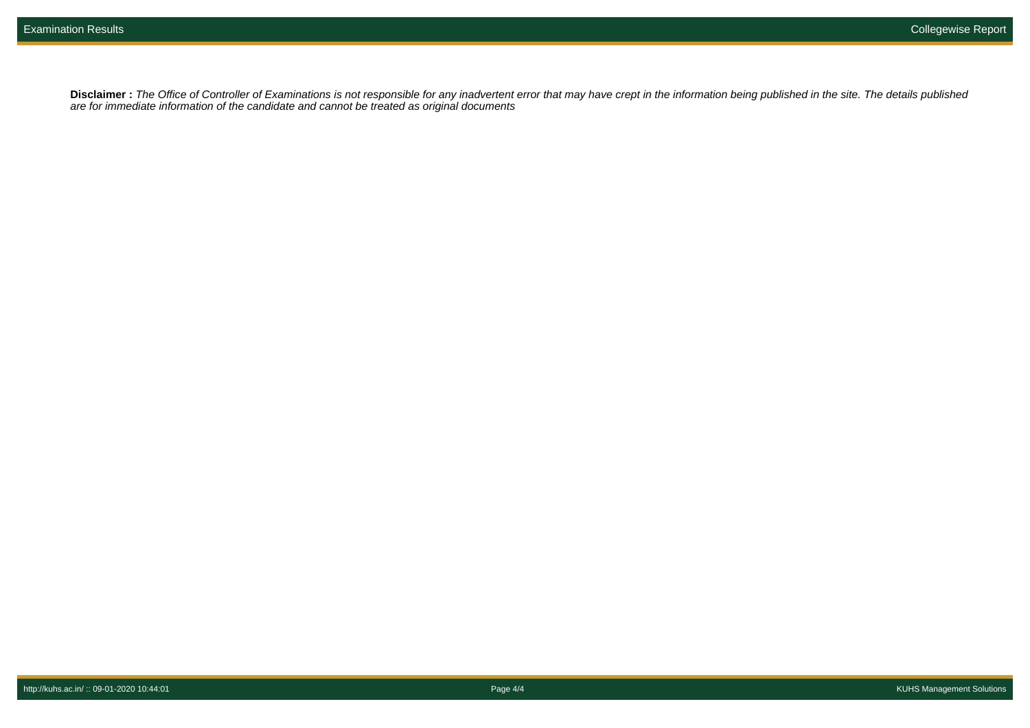**Disclaimer :** *The Office of Controller of Examinations is not responsible for any inadvertent error that may have crept in the information being published in the site. The details published are for immediate information of the candidate and cannot be treated as original documents*